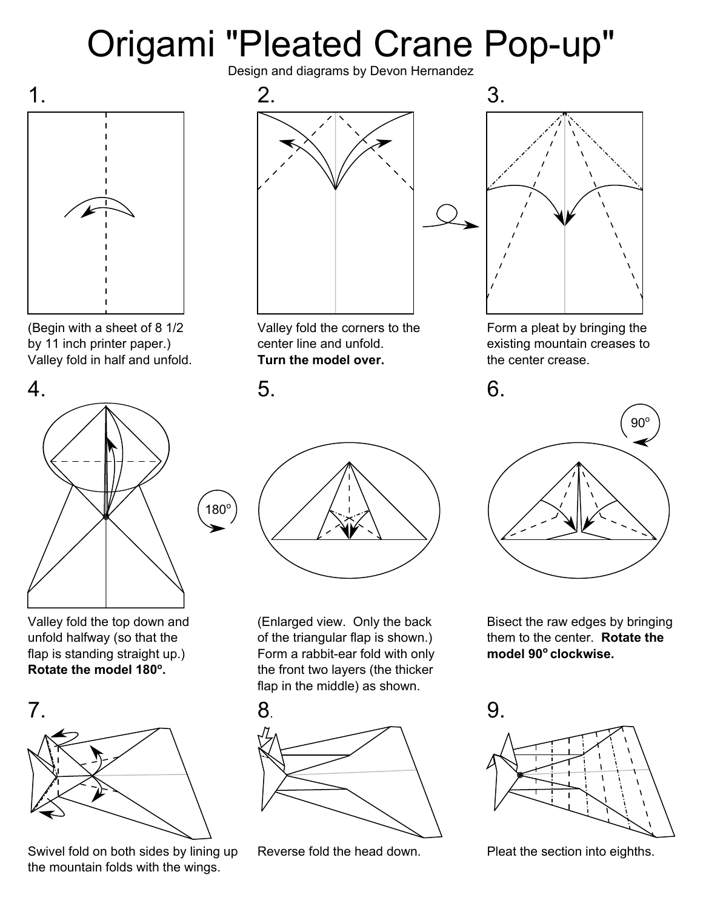# Origami "Pleated Crane Pop-up"

Design and diagrams by Devon Hernandez

1.

(Begin with a sheet of 8 1/2 by 11 inch printer paper.) Valley fold in half and unfold.

2.

Valley fold the corners to the center line and unfold. **Turn the model over.**

3.

Form a pleat by bringing the existing mountain creases to the center crease.

4.

Valley fold the top down and unfold halfway (so that the flap is standing straight up.) **Rotate the model 180º.**

5.

(Enlarged view. Only the back of the triangular flap is shown.) Form a rabbit-ear fold with only the front two layers (the thicker flap in the middle) as shown.

6.

Bisect the raw edges by bringing them to the center. **Rotate the model 90º clockwise.**

7.

Swivel fold on both sides by lining up the mountain folds with the wings.

8.

Reverse fold the head down.

9.

Pleat the section into eighths.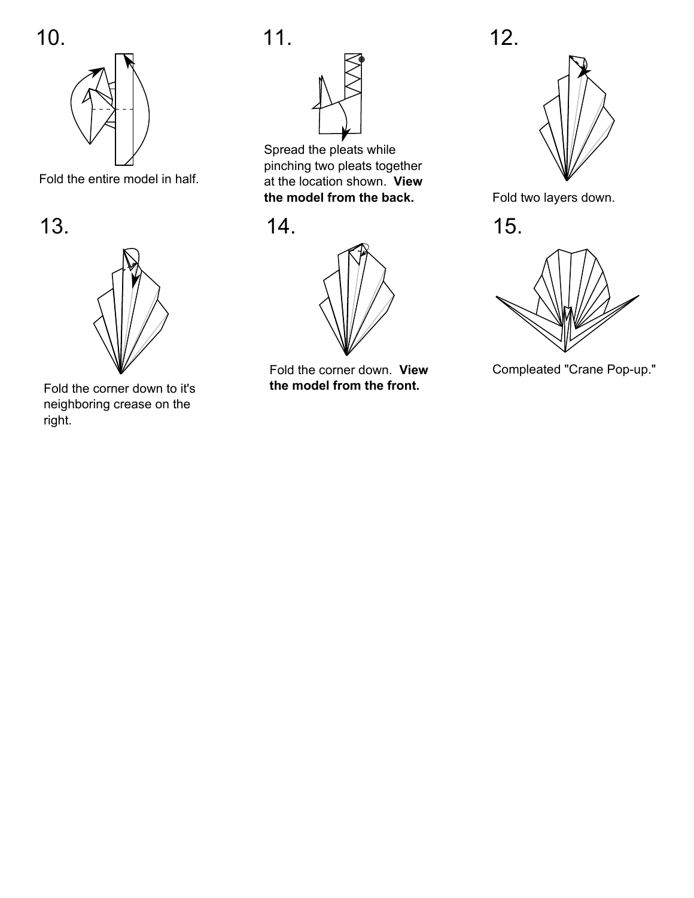10.

Fold the entire model in half.

11.

Spread the pleats while pinching two pleats together at the location shown. **View the model from the back.**

12.

Fold two layers down.

13.

Fold the corner down to it's neighboring crease on the right.

14.

Fold the corner down. **View the model from the front.**

15.

Compleated "Crane Pop-up."